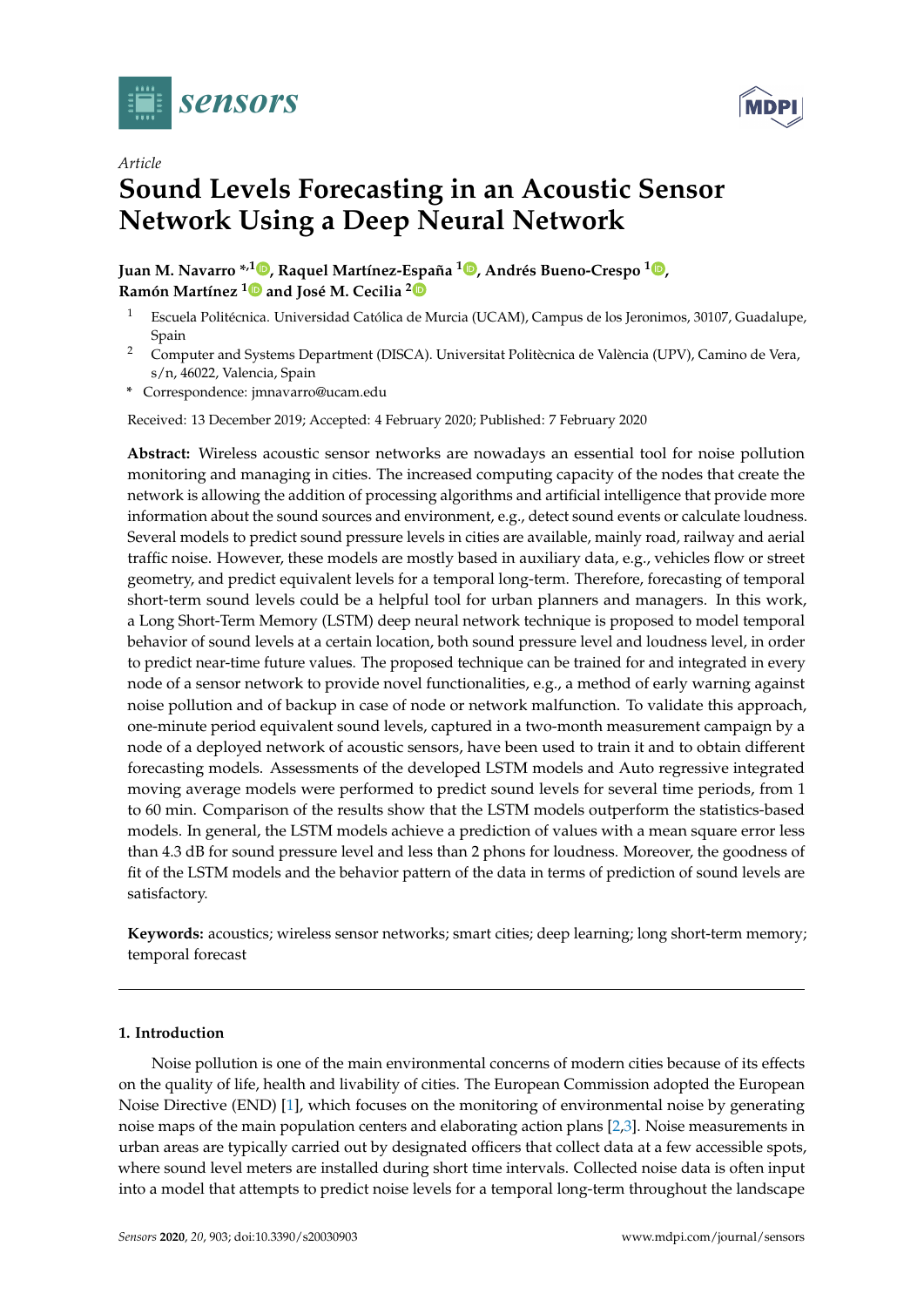Article

# Sound Levels Forecasting in an Acoustic Sensor Network Using a Deep Neural Network

**Juan M. Navarro** *[,1], **Raquel Martínez-España** [1], **Andrés Bueno-Crespo** [1], **Ramón Martínez** [1] **and José M. Cecilia** [2]

1. Escuela Politécnica. Universidad Católica de Murcia (UCAM), Campus de los Jeronimos, 30107, Guadalupe, Spain
2. Computer and Systems Department (DISCA). Universitat Politècnica de València (UPV), Camino de Vera, s/n, 46022, Valencia, Spain

\* Correspondence: jmnavarro@ucam.edu

Received: 13 December 2019; Accepted: 4 February 2020; Published: 7 February 2020

**Abstract:** Wireless acoustic sensor networks are nowadays an essential tool for noise pollution monitoring and managing in cities. The increased computing capacity of the nodes that create the network is allowing the addition of processing algorithms and artificial intelligence that provide more information about the sound sources and environment, e.g., detect sound events or calculate loudness. Several models to predict sound pressure levels in cities are available, mainly road, railway and aerial traffic noise. However, these models are mostly based in auxiliary data, e.g., vehicles flow or street geometry, and predict equivalent levels for a temporal long-term. Therefore, forecasting of temporal short-term sound levels could be a helpful tool for urban planners and managers. In this work, a Long Short-Term Memory (LSTM) deep neural network technique is proposed to model temporal behavior of sound levels at a certain location, both sound pressure level and loudness level, in order to predict near-time future values. The proposed technique can be trained for and integrated in every node of a sensor network to provide novel functionalities, e.g., a method of early warning against noise pollution and of backup in case of node or network malfunction. To validate this approach, one-minute period equivalent sound levels, captured in a two-month measurement campaign by a node of a deployed network of acoustic sensors, have been used to train it and to obtain different forecasting models. Assessments of the developed LSTM models and Auto regressive integrated moving average models were performed to predict sound levels for several time periods, from 1 to 60 min. Comparison of the results show that the LSTM models outperform the statistics-based models. In general, the LSTM models achieve a prediction of values with a mean square error less than 4.3 dB for sound pressure level and less than 2 phons for loudness. Moreover, the goodness of fit of the LSTM models and the behavior pattern of the data in terms of prediction of sound levels are satisfactory.

**Keywords:** acoustics; wireless sensor networks; smart cities; deep learning; long short-term memory; temporal forecast

---

## 1. Introduction

Noise pollution is one of the main environmental concerns of modern cities because of its effects on the quality of life, health and livability of cities. The European Commission adopted the European Noise Directive (END) [1], which focuses on the monitoring of environmental noise by generating noise maps of the main population centers and elaborating action plans [2,3]. Noise measurements in urban areas are typically carried out by designated officers that collect data at a few accessible spots, where sound level meters are installed during short time intervals. Collected noise data is often input into a model that attempts to predict noise levels for a temporal long-term throughout the landscape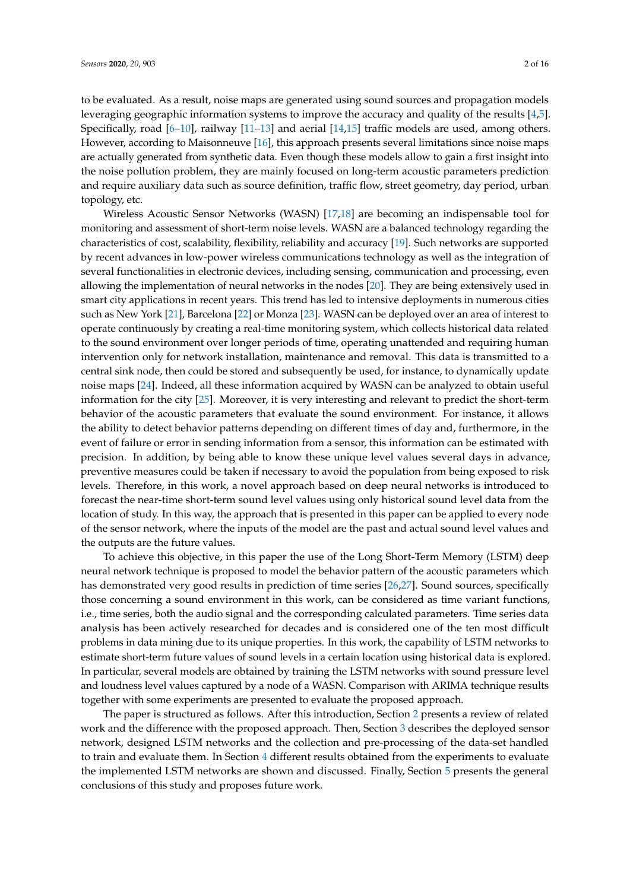to be evaluated. As a result, noise maps are generated using sound sources and propagation models leveraging geographic information systems to improve the accuracy and quality of the results [4,5]. Specifically, road [6–10], railway [11–13] and aerial [14,15] traffic models are used, among others. However, according to Maisonneuve [16], this approach presents several limitations since noise maps are actually generated from synthetic data. Even though these models allow to gain a first insight into the noise pollution problem, they are mainly focused on long-term acoustic parameters prediction and require auxiliary data such as source definition, traffic flow, street geometry, day period, urban topology, etc.

Wireless Acoustic Sensor Networks (WASN) [17,18] are becoming an indispensable tool for monitoring and assessment of short-term noise levels. WASN are a balanced technology regarding the characteristics of cost, scalability, flexibility, reliability and accuracy [19]. Such networks are supported by recent advances in low-power wireless communications technology as well as the integration of several functionalities in electronic devices, including sensing, communication and processing, even allowing the implementation of neural networks in the nodes [20]. They are being extensively used in smart city applications in recent years. This trend has led to intensive deployments in numerous cities such as New York [21], Barcelona [22] or Monza [23]. WASN can be deployed over an area of interest to operate continuously by creating a real-time monitoring system, which collects historical data related to the sound environment over longer periods of time, operating unattended and requiring human intervention only for network installation, maintenance and removal. This data is transmitted to a central sink node, then could be stored and subsequently be used, for instance, to dynamically update noise maps [24]. Indeed, all these information acquired by WASN can be analyzed to obtain useful information for the city [25]. Moreover, it is very interesting and relevant to predict the short-term behavior of the acoustic parameters that evaluate the sound environment. For instance, it allows the ability to detect behavior patterns depending on different times of day and, furthermore, in the event of failure or error in sending information from a sensor, this information can be estimated with precision. In addition, by being able to know these unique level values several days in advance, preventive measures could be taken if necessary to avoid the population from being exposed to risk levels. Therefore, in this work, a novel approach based on deep neural networks is introduced to forecast the near-time short-term sound level values using only historical sound level data from the location of study. In this way, the approach that is presented in this paper can be applied to every node of the sensor network, where the inputs of the model are the past and actual sound level values and the outputs are the future values.

To achieve this objective, in this paper the use of the Long Short-Term Memory (LSTM) deep neural network technique is proposed to model the behavior pattern of the acoustic parameters which has demonstrated very good results in prediction of time series [26,27]. Sound sources, specifically those concerning a sound environment in this work, can be considered as time variant functions, i.e., time series, both the audio signal and the corresponding calculated parameters. Time series data analysis has been actively researched for decades and is considered one of the ten most difficult problems in data mining due to its unique properties. In this work, the capability of LSTM networks to estimate short-term future values of sound levels in a certain location using historical data is explored. In particular, several models are obtained by training the LSTM networks with sound pressure level and loudness level values captured by a node of a WASN. Comparison with ARIMA technique results together with some experiments are presented to evaluate the proposed approach.

The paper is structured as follows. After this introduction, Section 2 presents a review of related work and the difference with the proposed approach. Then, Section 3 describes the deployed sensor network, designed LSTM networks and the collection and pre-processing of the data-set handled to train and evaluate them. In Section 4 different results obtained from the experiments to evaluate the implemented LSTM networks are shown and discussed. Finally, Section 5 presents the general conclusions of this study and proposes future work.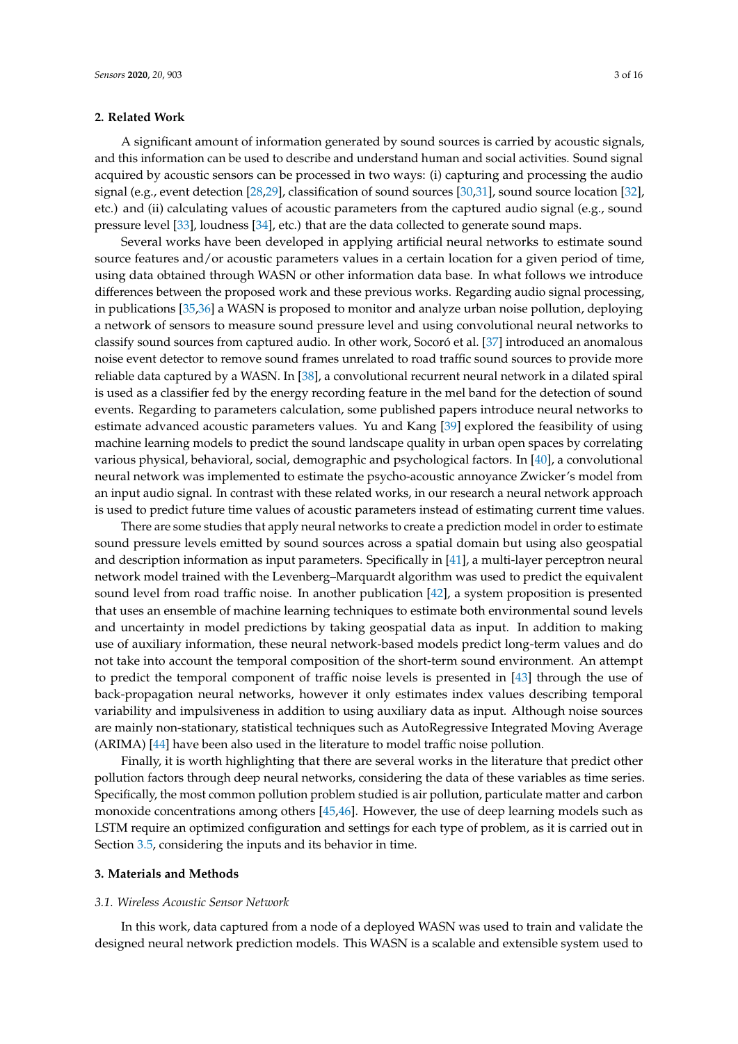## 2. Related Work

A significant amount of information generated by sound sources is carried by acoustic signals, and this information can be used to describe and understand human and social activities. Sound signal acquired by acoustic sensors can be processed in two ways: (i) capturing and processing the audio signal (e.g., event detection [28,29], classification of sound sources [30,31], sound source location [32], etc.) and (ii) calculating values of acoustic parameters from the captured audio signal (e.g., sound pressure level [33], loudness [34], etc.) that are the data collected to generate sound maps.

Several works have been developed in applying artificial neural networks to estimate sound source features and/or acoustic parameters values in a certain location for a given period of time, using data obtained through WASN or other information data base. In what follows we introduce differences between the proposed work and these previous works. Regarding audio signal processing, in publications [35,36] a WASN is proposed to monitor and analyze urban noise pollution, deploying a network of sensors to measure sound pressure level and using convolutional neural networks to classify sound sources from captured audio. In other work, Socoró et al. [37] introduced an anomalous noise event detector to remove sound frames unrelated to road traffic sound sources to provide more reliable data captured by a WASN. In [38], a convolutional recurrent neural network in a dilated spiral is used as a classifier fed by the energy recording feature in the mel band for the detection of sound events. Regarding to parameters calculation, some published papers introduce neural networks to estimate advanced acoustic parameters values. Yu and Kang [39] explored the feasibility of using machine learning models to predict the sound landscape quality in urban open spaces by correlating various physical, behavioral, social, demographic and psychological factors. In [40], a convolutional neural network was implemented to estimate the psycho-acoustic annoyance Zwicker's model from an input audio signal. In contrast with these related works, in our research a neural network approach is used to predict future time values of acoustic parameters instead of estimating current time values.

There are some studies that apply neural networks to create a prediction model in order to estimate sound pressure levels emitted by sound sources across a spatial domain but using also geospatial and description information as input parameters. Specifically in [41], a multi-layer perceptron neural network model trained with the Levenberg–Marquardt algorithm was used to predict the equivalent sound level from road traffic noise. In another publication [42], a system proposition is presented that uses an ensemble of machine learning techniques to estimate both environmental sound levels and uncertainty in model predictions by taking geospatial data as input. In addition to making use of auxiliary information, these neural network-based models predict long-term values and do not take into account the temporal composition of the short-term sound environment. An attempt to predict the temporal component of traffic noise levels is presented in [43] through the use of back-propagation neural networks, however it only estimates index values describing temporal variability and impulsiveness in addition to using auxiliary data as input. Although noise sources are mainly non-stationary, statistical techniques such as AutoRegressive Integrated Moving Average (ARIMA) [44] have been also used in the literature to model traffic noise pollution.

Finally, it is worth highlighting that there are several works in the literature that predict other pollution factors through deep neural networks, considering the data of these variables as time series. Specifically, the most common pollution problem studied is air pollution, particulate matter and carbon monoxide concentrations among others [45,46]. However, the use of deep learning models such as LSTM require an optimized configuration and settings for each type of problem, as it is carried out in Section 3.5, considering the inputs and its behavior in time.

## 3. Materials and Methods

### 3.1. Wireless Acoustic Sensor Network

In this work, data captured from a node of a deployed WASN was used to train and validate the designed neural network prediction models. This WASN is a scalable and extensible system used to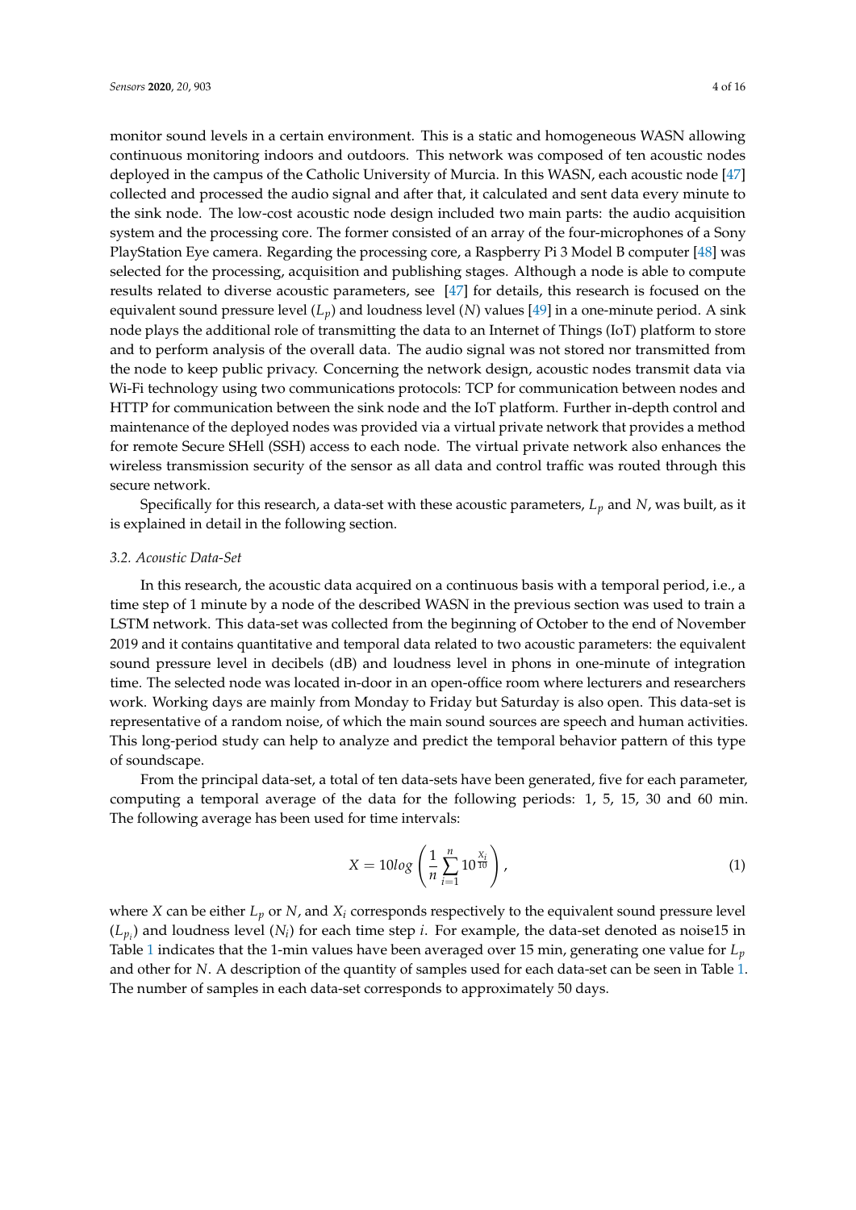monitor sound levels in a certain environment. This is a static and homogeneous WASN allowing continuous monitoring indoors and outdoors. This network was composed of ten acoustic nodes deployed in the campus of the Catholic University of Murcia. In this WASN, each acoustic node [47] collected and processed the audio signal and after that, it calculated and sent data every minute to the sink node. The low-cost acoustic node design included two main parts: the audio acquisition system and the processing core. The former consisted of an array of the four-microphones of a Sony PlayStation Eye camera. Regarding the processing core, a Raspberry Pi 3 Model B computer [48] was selected for the processing, acquisition and publishing stages. Although a node is able to compute results related to diverse acoustic parameters, see [47] for details, this research is focused on the equivalent sound pressure level ($L_p$) and loudness level ($N$) values [49] in a one-minute period. A sink node plays the additional role of transmitting the data to an Internet of Things (IoT) platform to store and to perform analysis of the overall data. The audio signal was not stored nor transmitted from the node to keep public privacy. Concerning the network design, acoustic nodes transmit data via Wi-Fi technology using two communications protocols: TCP for communication between nodes and HTTP for communication between the sink node and the IoT platform. Further in-depth control and maintenance of the deployed nodes was provided via a virtual private network that provides a method for remote Secure SHell (SSH) access to each node. The virtual private network also enhances the wireless transmission security of the sensor as all data and control traffic was routed through this secure network.

Specifically for this research, a data-set with these acoustic parameters, $L_p$ and $N$, was built, as it is explained in detail in the following section.

### 3.2. Acoustic Data-Set

In this research, the acoustic data acquired on a continuous basis with a temporal period, i.e., a time step of 1 minute by a node of the described WASN in the previous section was used to train a LSTM network. This data-set was collected from the beginning of October to the end of November 2019 and it contains quantitative and temporal data related to two acoustic parameters: the equivalent sound pressure level in decibels (dB) and loudness level in phons in one-minute of integration time. The selected node was located in-door in an open-office room where lecturers and researchers work. Working days are mainly from Monday to Friday but Saturday is also open. This data-set is representative of a random noise, of which the main sound sources are speech and human activities. This long-period study can help to analyze and predict the temporal behavior pattern of this type of soundscape.

From the principal data-set, a total of ten data-sets have been generated, five for each parameter, computing a temporal average of the data for the following periods: 1, 5, 15, 30 and 60 min. The following average has been used for time intervals:

$$X = 10log\left(\frac{1}{n}\sum_{i=1}^{n}10^{\frac{X_i}{10}}\right), \tag{1}$$

where $X$ can be either $L_p$ or $N$, and $X_i$ corresponds respectively to the equivalent sound pressure level ($L_{p_i}$) and loudness level ($N_i$) for each time step $i$. For example, the data-set denoted as noise15 in Table 1 indicates that the 1-min values have been averaged over 15 min, generating one value for $L_p$ and other for $N$. A description of the quantity of samples used for each data-set can be seen in Table 1. The number of samples in each data-set corresponds to approximately 50 days.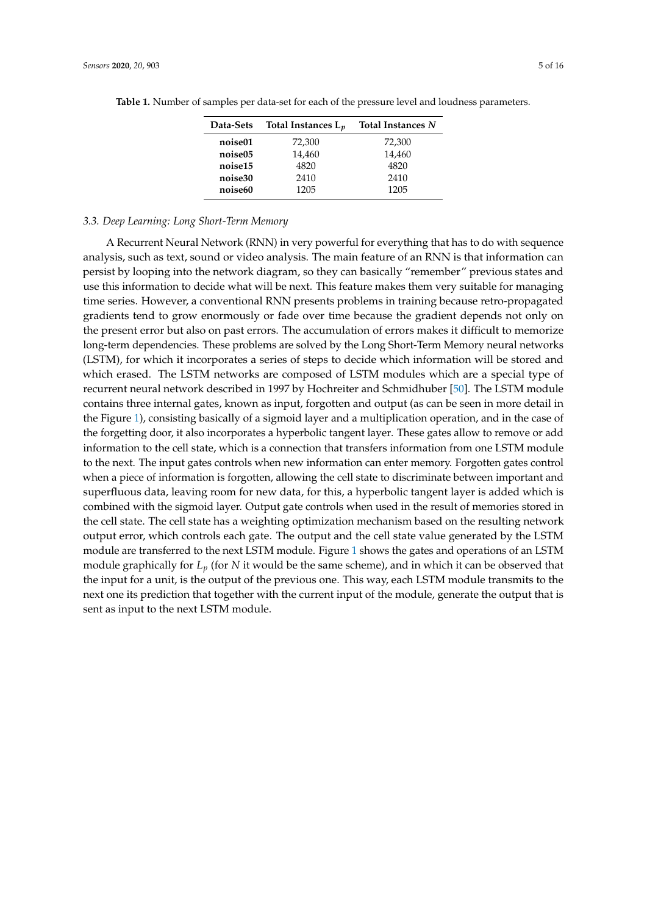**Table 1.** Number of samples per data-set for each of the pressure level and loudness parameters.

| Data-Sets | Total Instances $L_p$ | Total Instances $N$ |
|---|---|---|
| **noise01** | 72,300 | 72,300 |
| **noise05** | 14,460 | 14,460 |
| **noise15** | 4820 | 4820 |
| **noise30** | 2410 | 2410 |
| **noise60** | 1205 | 1205 |

### 3.3. Deep Learning: Long Short-Term Memory

A Recurrent Neural Network (RNN) in very powerful for everything that has to do with sequence analysis, such as text, sound or video analysis. The main feature of an RNN is that information can persist by looping into the network diagram, so they can basically "remember" previous states and use this information to decide what will be next. This feature makes them very suitable for managing time series. However, a conventional RNN presents problems in training because retro-propagated gradients tend to grow enormously or fade over time because the gradient depends not only on the present error but also on past errors. The accumulation of errors makes it difficult to memorize long-term dependencies. These problems are solved by the Long Short-Term Memory neural networks (LSTM), for which it incorporates a series of steps to decide which information will be stored and which erased. The LSTM networks are composed of LSTM modules which are a special type of recurrent neural network described in 1997 by Hochreiter and Schmidhuber [50]. The LSTM module contains three internal gates, known as input, forgotten and output (as can be seen in more detail in the Figure 1), consisting basically of a sigmoid layer and a multiplication operation, and in the case of the forgetting door, it also incorporates a hyperbolic tangent layer. These gates allow to remove or add information to the cell state, which is a connection that transfers information from one LSTM module to the next. The input gates controls when new information can enter memory. Forgotten gates control when a piece of information is forgotten, allowing the cell state to discriminate between important and superfluous data, leaving room for new data, for this, a hyperbolic tangent layer is added which is combined with the sigmoid layer. Output gate controls when used in the result of memories stored in the cell state. The cell state has a weighting optimization mechanism based on the resulting network output error, which controls each gate. The output and the cell state value generated by the LSTM module are transferred to the next LSTM module. Figure 1 shows the gates and operations of an LSTM module graphically for $L_p$ (for $N$ it would be the same scheme), and in which it can be observed that the input for a unit, is the output of the previous one. This way, each LSTM module transmits to the next one its prediction that together with the current input of the module, generate the output that is sent as input to the next LSTM module.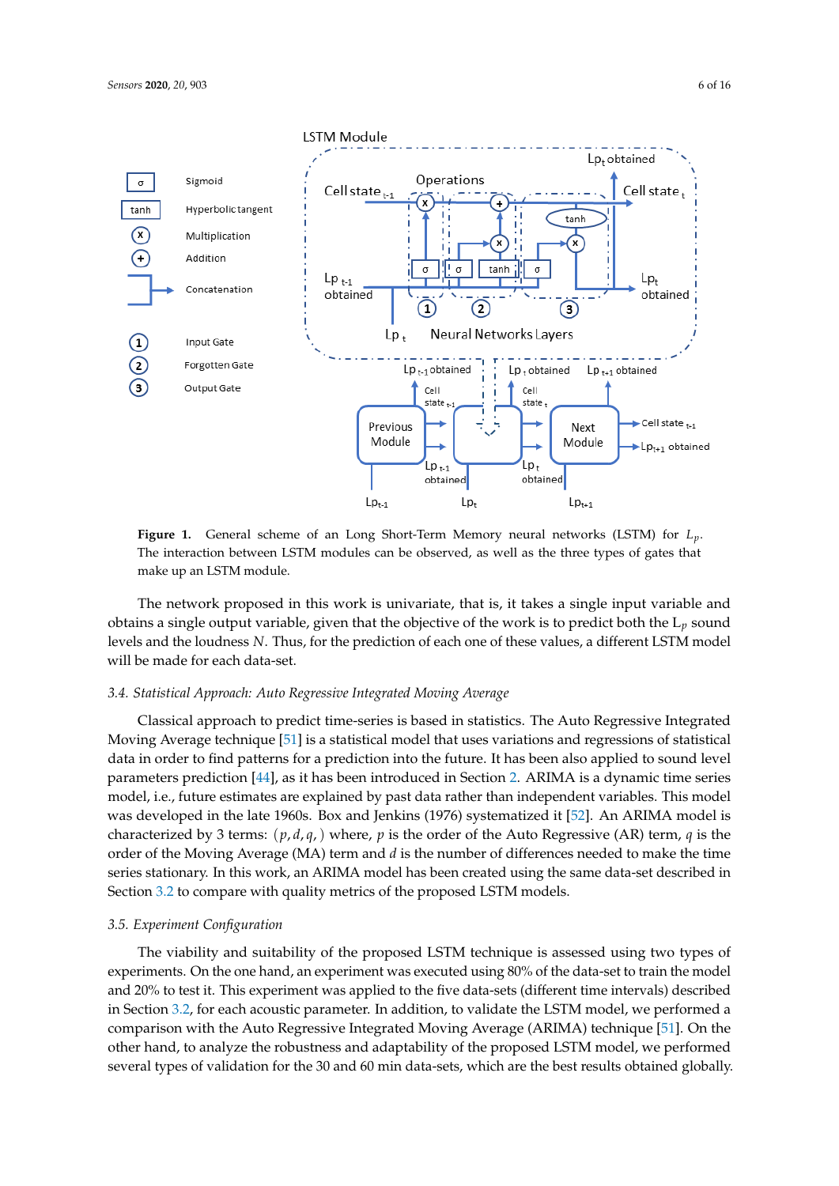**Figure 1.** General scheme of an Long Short-Term Memory neural networks (LSTM) for $L_p$. The interaction between LSTM modules can be observed, as well as the three types of gates that make up an LSTM module.

The network proposed in this work is univariate, that is, it takes a single input variable and obtains a single output variable, given that the objective of the work is to predict both the $L_p$ sound levels and the loudness $N$. Thus, for the prediction of each one of these values, a different LSTM model will be made for each data-set.

### 3.4. Statistical Approach: Auto Regressive Integrated Moving Average

Classical approach to predict time-series is based in statistics. The Auto Regressive Integrated Moving Average technique [51] is a statistical model that uses variations and regressions of statistical data in order to find patterns for a prediction into the future. It has been also applied to sound level parameters prediction [44], as it has been introduced in Section 2. ARIMA is a dynamic time series model, i.e., future estimates are explained by past data rather than independent variables. This model was developed in the late 1960s. Box and Jenkins (1976) systematized it [52]. An ARIMA model is characterized by 3 terms: $(p, d, q, )$ where, $p$ is the order of the Auto Regressive (AR) term, $q$ is the order of the Moving Average (MA) term and $d$ is the number of differences needed to make the time series stationary. In this work, an ARIMA model has been created using the same data-set described in Section 3.2 to compare with quality metrics of the proposed LSTM models.

### 3.5. Experiment Configuration

The viability and suitability of the proposed LSTM technique is assessed using two types of experiments. On the one hand, an experiment was executed using 80% of the data-set to train the model and 20% to test it. This experiment was applied to the five data-sets (different time intervals) described in Section 3.2, for each acoustic parameter. In addition, to validate the LSTM model, we performed a comparison with the Auto Regressive Integrated Moving Average (ARIMA) technique [51]. On the other hand, to analyze the robustness and adaptability of the proposed LSTM model, we performed several types of validation for the 30 and 60 min data-sets, which are the best results obtained globally.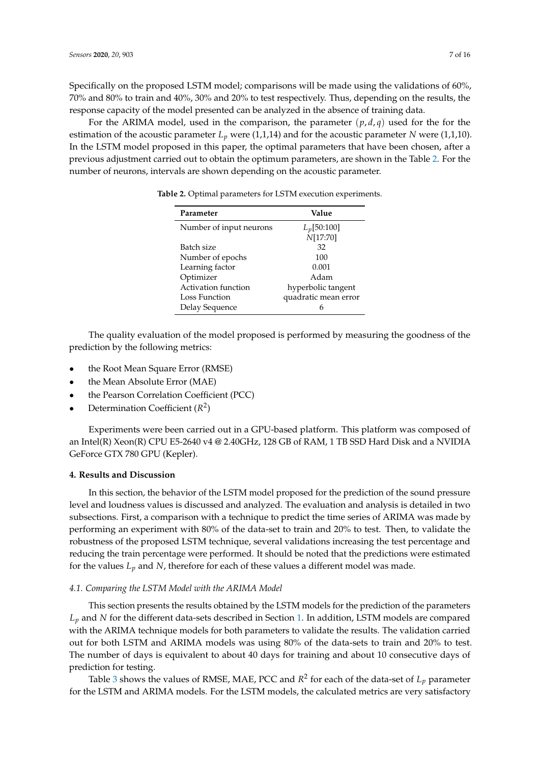Specifically on the proposed LSTM model; comparisons will be made using the validations of 60%, 70% and 80% to train and 40%, 30% and 20% to test respectively. Thus, depending on the results, the response capacity of the model presented can be analyzed in the absence of training data.

For the ARIMA model, used in the comparison, the parameter $(p, d, q)$ used for the for the estimation of the acoustic parameter $L_p$ were (1,1,14) and for the acoustic parameter $N$ were (1,1,10). In the LSTM model proposed in this paper, the optimal parameters that have been chosen, after a previous adjustment carried out to obtain the optimum parameters, are shown in the Table 2. For the number of neurons, intervals are shown depending on the acoustic parameter.

**Table 2.** Optimal parameters for LSTM execution experiments.

| Parameter | Value |
|---|---|
| Number of input neurons | $L_p$[50:100]<br>$N$[17:70] |
| Batch size | 32 |
| Number of epochs | 100 |
| Learning factor | 0.001 |
| Optimizer | Adam |
| Activation function | hyperbolic tangent |
| Loss Function | quadratic mean error |
| Delay Sequence | 6 |

The quality evaluation of the model proposed is performed by measuring the goodness of the prediction by the following metrics:

- the Root Mean Square Error (RMSE)
- the Mean Absolute Error (MAE)
- the Pearson Correlation Coefficient (PCC)
- Determination Coefficient ($R^2$)

Experiments were been carried out in a GPU-based platform. This platform was composed of an Intel(R) Xeon(R) CPU E5-2640 v4 @ 2.40GHz, 128 GB of RAM, 1 TB SSD Hard Disk and a NVIDIA GeForce GTX 780 GPU (Kepler).

## 4. Results and Discussion

In this section, the behavior of the LSTM model proposed for the prediction of the sound pressure level and loudness values is discussed and analyzed. The evaluation and analysis is detailed in two subsections. First, a comparison with a technique to predict the time series of ARIMA was made by performing an experiment with 80% of the data-set to train and 20% to test. Then, to validate the robustness of the proposed LSTM technique, several validations increasing the test percentage and reducing the train percentage were performed. It should be noted that the predictions were estimated for the values $L_p$ and $N$, therefore for each of these values a different model was made.

### *4.1. Comparing the LSTM Model with the ARIMA Model*

This section presents the results obtained by the LSTM models for the prediction of the parameters $L_p$ and $N$ for the different data-sets described in Section 1. In addition, LSTM models are compared with the ARIMA technique models for both parameters to validate the results. The validation carried out for both LSTM and ARIMA models was using 80% of the data-sets to train and 20% to test. The number of days is equivalent to about 40 days for training and about 10 consecutive days of prediction for testing.

Table 3 shows the values of RMSE, MAE, PCC and $R^2$ for each of the data-set of $L_p$ parameter for the LSTM and ARIMA models. For the LSTM models, the calculated metrics are very satisfactory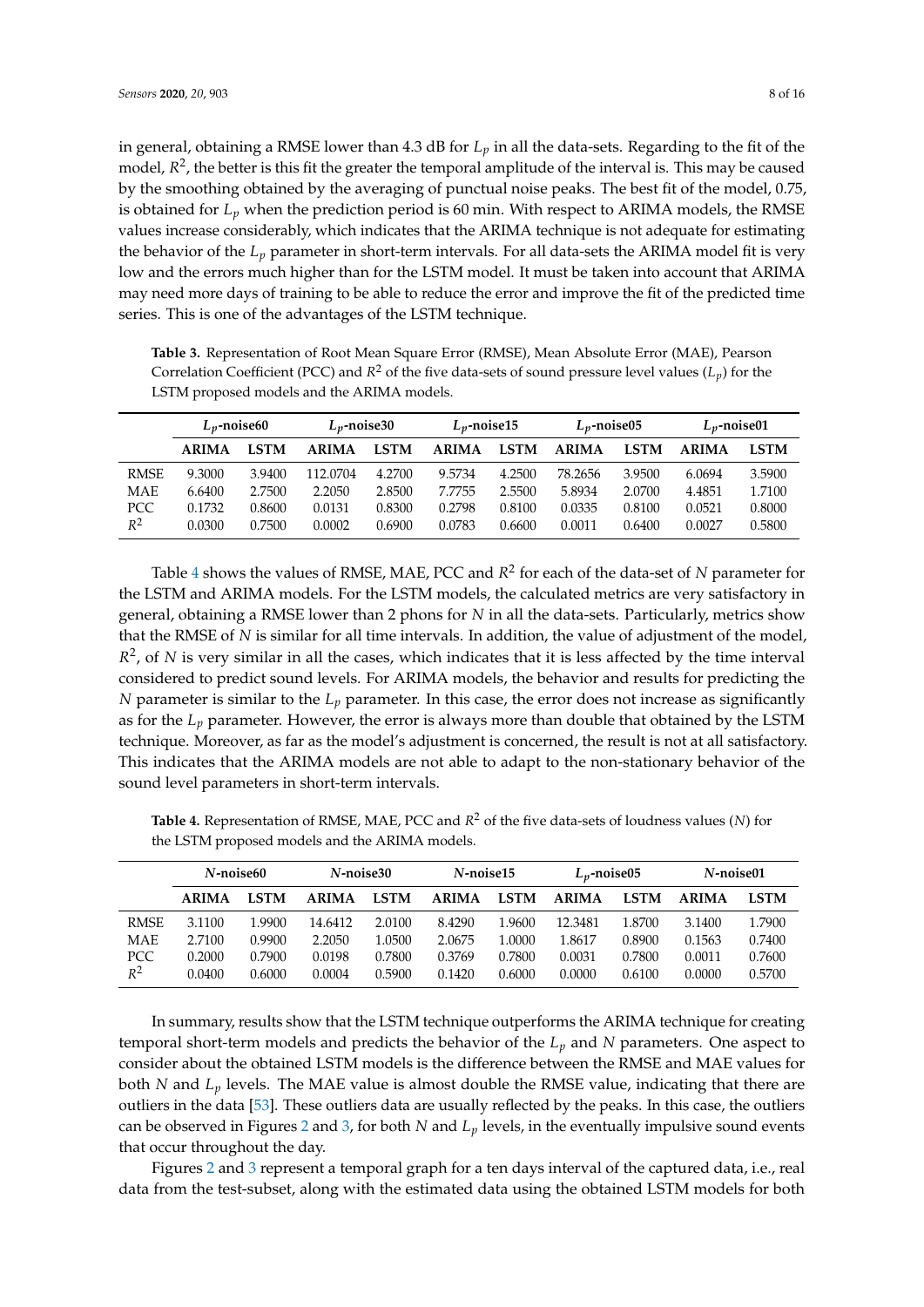in general, obtaining a RMSE lower than 4.3 dB for $L_p$ in all the data-sets. Regarding to the fit of the model, $R^2$, the better is this fit the greater the temporal amplitude of the interval is. This may be caused by the smoothing obtained by the averaging of punctual noise peaks. The best fit of the model, 0.75, is obtained for $L_p$ when the prediction period is 60 min. With respect to ARIMA models, the RMSE values increase considerably, which indicates that the ARIMA technique is not adequate for estimating the behavior of the $L_p$ parameter in short-term intervals. For all data-sets the ARIMA model fit is very low and the errors much higher than for the LSTM model. It must be taken into account that ARIMA may need more days of training to be able to reduce the error and improve the fit of the predicted time series. This is one of the advantages of the LSTM technique.

**Table 3.** Representation of Root Mean Square Error (RMSE), Mean Absolute Error (MAE), Pearson Correlation Coefficient (PCC) and $R^2$ of the five data-sets of sound pressure level values ($L_p$) for the LSTM proposed models and the ARIMA models.

| | $L_p$-noise60 | | $L_p$-noise30 | | $L_p$-noise15 | | $L_p$-noise05 | | $L_p$-noise01 | |
|---|---|---|---|---|---|---|---|---|---|---|
| | **ARIMA** | **LSTM** | **ARIMA** | **LSTM** | **ARIMA** | **LSTM** | **ARIMA** | **LSTM** | **ARIMA** | **LSTM** |
| RMSE | 9.3000 | 3.9400 | 112.0704 | 4.2700 | 9.5734 | 4.2500 | 78.2656 | 3.9500 | 6.0694 | 3.5900 |
| MAE | 6.6400 | 2.7500 | 2.2050 | 2.8500 | 7.7755 | 2.5500 | 5.8934 | 2.0700 | 4.4851 | 1.7100 |
| PCC | 0.1732 | 0.8600 | 0.0131 | 0.8300 | 0.2798 | 0.8100 | 0.0335 | 0.8100 | 0.0521 | 0.8000 |
| $R^2$ | 0.0300 | 0.7500 | 0.0002 | 0.6900 | 0.0783 | 0.6600 | 0.0011 | 0.6400 | 0.0027 | 0.5800 |

Table 4 shows the values of RMSE, MAE, PCC and $R^2$ for each of the data-set of $N$ parameter for the LSTM and ARIMA models. For the LSTM models, the calculated metrics are very satisfactory in general, obtaining a RMSE lower than 2 phons for $N$ in all the data-sets. Particularly, metrics show that the RMSE of $N$ is similar for all time intervals. In addition, the value of adjustment of the model, $R^2$, of $N$ is very similar in all the cases, which indicates that it is less affected by the time interval considered to predict sound levels. For ARIMA models, the behavior and results for predicting the $N$ parameter is similar to the $L_p$ parameter. In this case, the error does not increase as significantly as for the $L_p$ parameter. However, the error is always more than double that obtained by the LSTM technique. Moreover, as far as the model's adjustment is concerned, the result is not at all satisfactory. This indicates that the ARIMA models are not able to adapt to the non-stationary behavior of the sound level parameters in short-term intervals.

**Table 4.** Representation of RMSE, MAE, PCC and $R^2$ of the five data-sets of loudness values ($N$) for the LSTM proposed models and the ARIMA models.

| | $N$-noise60 | | $N$-noise30 | | $N$-noise15 | | $L_p$-noise05 | | $N$-noise01 | |
|---|---|---|---|---|---|---|---|---|---|---|
| | **ARIMA** | **LSTM** | **ARIMA** | **LSTM** | **ARIMA** | **LSTM** | **ARIMA** | **LSTM** | **ARIMA** | **LSTM** |
| RMSE | 3.1100 | 1.9900 | 14.6412 | 2.0100 | 8.4290 | 1.9600 | 12.3481 | 1.8700 | 3.1400 | 1.7900 |
| MAE | 2.7100 | 0.9900 | 2.2050 | 1.0500 | 2.0675 | 1.0000 | 1.8617 | 0.8900 | 0.1563 | 0.7400 |
| PCC | 0.2000 | 0.7900 | 0.0198 | 0.7800 | 0.3769 | 0.7800 | 0.0031 | 0.7800 | 0.0011 | 0.7600 |
| $R^2$ | 0.0400 | 0.6000 | 0.0004 | 0.5900 | 0.1420 | 0.6000 | 0.0000 | 0.6100 | 0.0000 | 0.5700 |

In summary, results show that the LSTM technique outperforms the ARIMA technique for creating temporal short-term models and predicts the behavior of the $L_p$ and $N$ parameters. One aspect to consider about the obtained LSTM models is the difference between the RMSE and MAE values for both $N$ and $L_p$ levels. The MAE value is almost double the RMSE value, indicating that there are outliers in the data [53]. These outliers data are usually reflected by the peaks. In this case, the outliers can be observed in Figures 2 and 3, for both $N$ and $L_p$ levels, in the eventually impulsive sound events that occur throughout the day.

Figures 2 and 3 represent a temporal graph for a ten days interval of the captured data, i.e., real data from the test-subset, along with the estimated data using the obtained LSTM models for both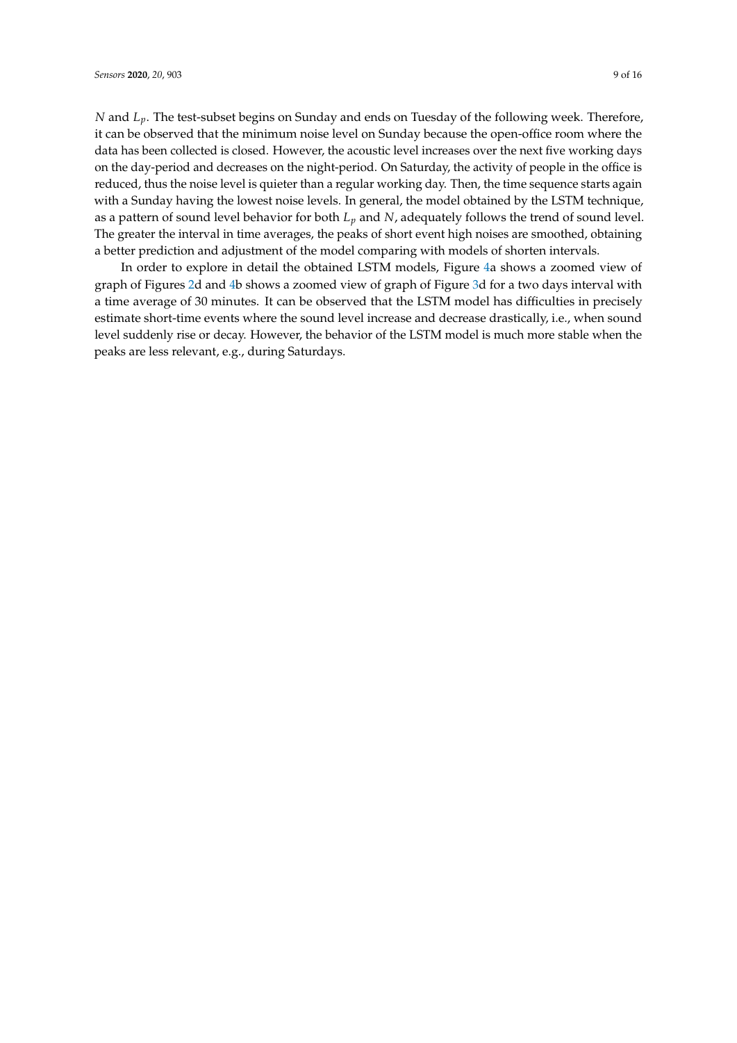$N$ and $L_p$. The test-subset begins on Sunday and ends on Tuesday of the following week. Therefore, it can be observed that the minimum noise level on Sunday because the open-office room where the data has been collected is closed. However, the acoustic level increases over the next five working days on the day-period and decreases on the night-period. On Saturday, the activity of people in the office is reduced, thus the noise level is quieter than a regular working day. Then, the time sequence starts again with a Sunday having the lowest noise levels. In general, the model obtained by the LSTM technique, as a pattern of sound level behavior for both $L_p$ and $N$, adequately follows the trend of sound level. The greater the interval in time averages, the peaks of short event high noises are smoothed, obtaining a better prediction and adjustment of the model comparing with models of shorten intervals.

In order to explore in detail the obtained LSTM models, Figure 4a shows a zoomed view of graph of Figures 2d and 4b shows a zoomed view of graph of Figure 3d for a two days interval with a time average of 30 minutes. It can be observed that the LSTM model has difficulties in precisely estimate short-time events where the sound level increase and decrease drastically, i.e., when sound level suddenly rise or decay. However, the behavior of the LSTM model is much more stable when the peaks are less relevant, e.g., during Saturdays.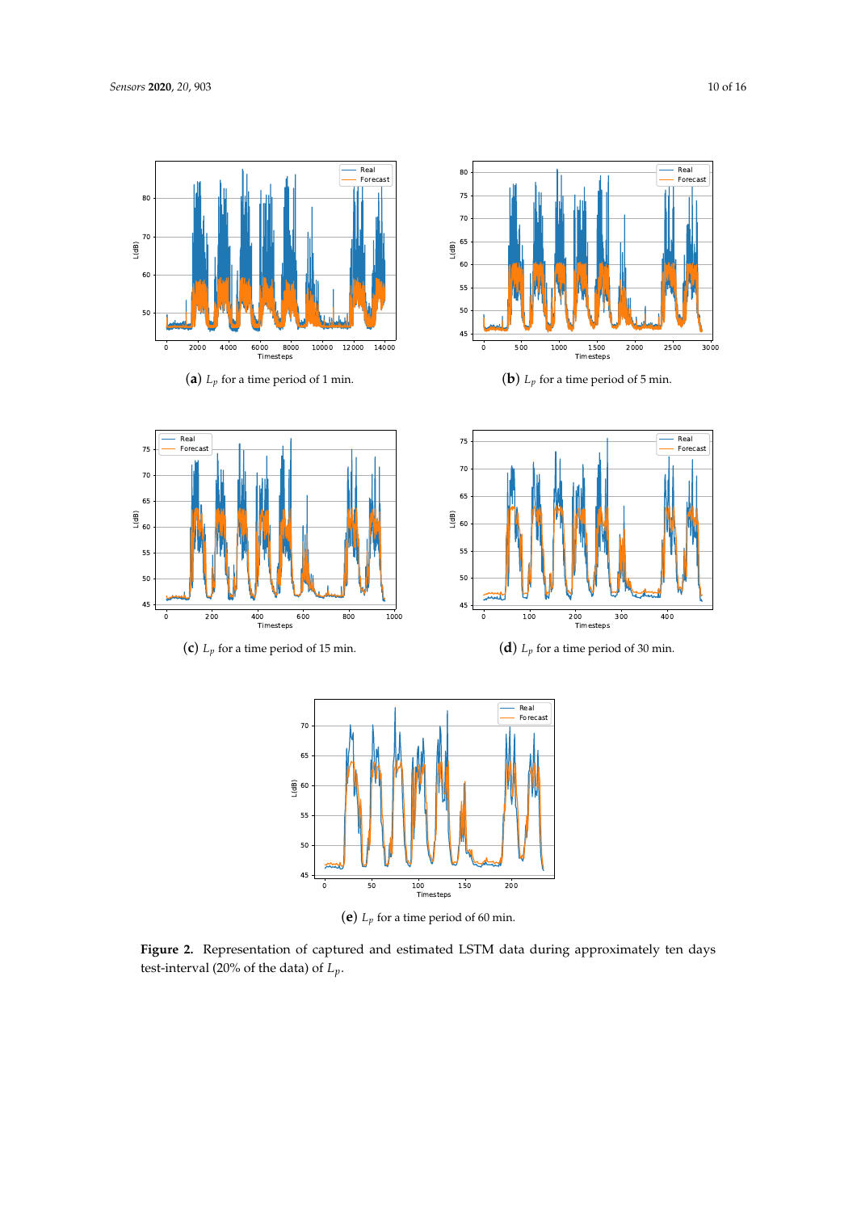(**a**) $L_p$ for a time period of 1 min.

(**b**) $L_p$ for a time period of 5 min.

(**c**) $L_p$ for a time period of 15 min.

(**d**) $L_p$ for a time period of 30 min.

(**e**) $L_p$ for a time period of 60 min.

**Figure 2.** Representation of captured and estimated LSTM data during approximately ten days test-interval (20% of the data) of $L_p$.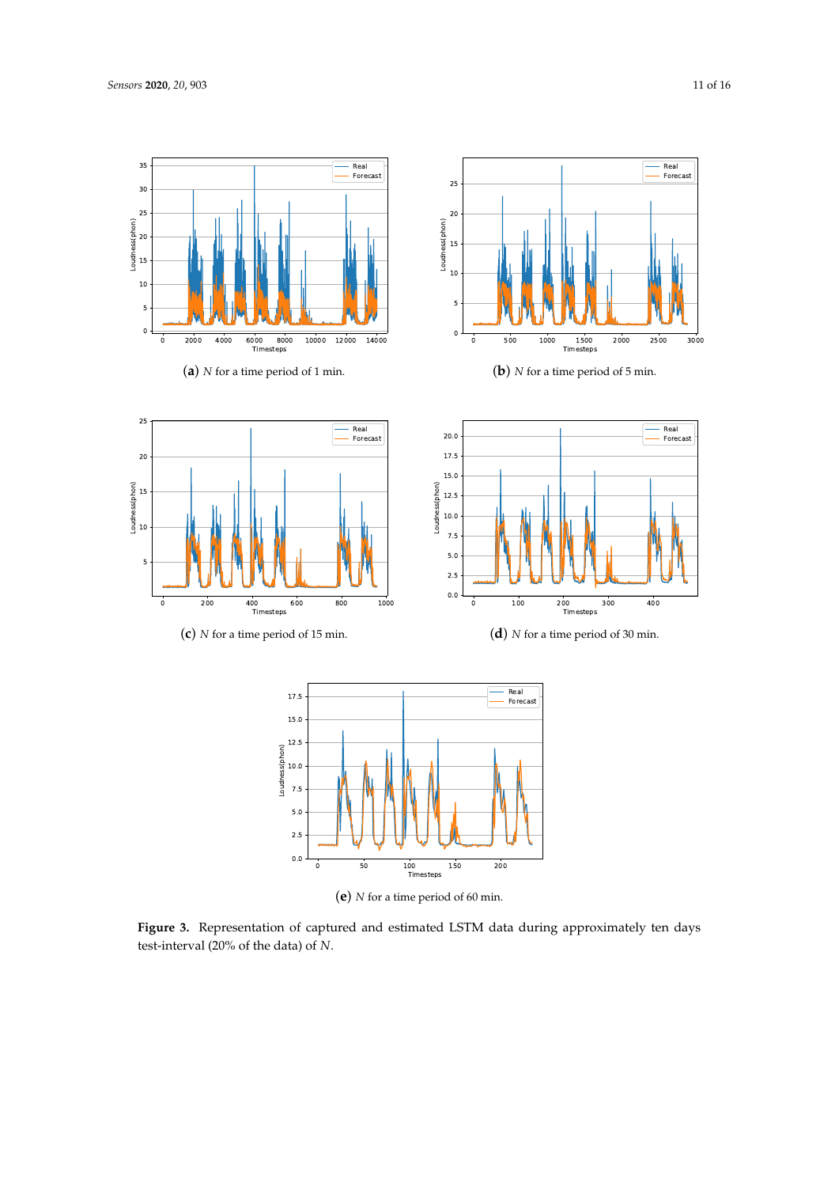(**a**) $N$ for a time period of 1 min.

(**b**) $N$ for a time period of 5 min.

(**c**) $N$ for a time period of 15 min.

(**d**) $N$ for a time period of 30 min.

(**e**) $N$ for a time period of 60 min.

**Figure 3.** Representation of captured and estimated LSTM data during approximately ten days test-interval (20% of the data) of $N$.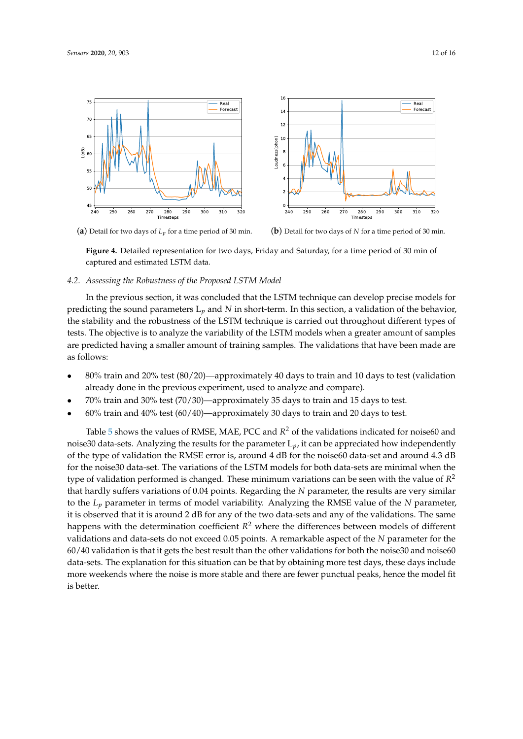(**a**) Detail for two days of $L_p$ for a time period of 30 min.

(**b**) Detail for two days of $N$ for a time period of 30 min.

**Figure 4.** Detailed representation for two days, Friday and Saturday, for a time period of 30 min of captured and estimated LSTM data.

### 4.2. Assessing the Robustness of the Proposed LSTM Model

In the previous section, it was concluded that the LSTM technique can develop precise models for predicting the sound parameters $L_p$ and $N$ in short-term. In this section, a validation of the behavior, the stability and the robustness of the LSTM technique is carried out throughout different types of tests. The objective is to analyze the variability of the LSTM models when a greater amount of samples are predicted having a smaller amount of training samples. The validations that have been made are as follows:

- 80% train and 20% test (80/20)—approximately 40 days to train and 10 days to test (validation already done in the previous experiment, used to analyze and compare).
- 70% train and 30% test (70/30)—approximately 35 days to train and 15 days to test.
- 60% train and 40% test (60/40)—approximately 30 days to train and 20 days to test.

Table 5 shows the values of RMSE, MAE, PCC and $R^2$ of the validations indicated for noise60 and noise30 data-sets. Analyzing the results for the parameter $L_p$, it can be appreciated how independently of the type of validation the RMSE error is, around 4 dB for the noise60 data-set and around 4.3 dB for the noise30 data-set. The variations of the LSTM models for both data-sets are minimal when the type of validation performed is changed. These minimum variations can be seen with the value of $R^2$ that hardly suffers variations of 0.04 points. Regarding the $N$ parameter, the results are very similar to the $L_p$ parameter in terms of model variability. Analyzing the RMSE value of the $N$ parameter, it is observed that it is around 2 dB for any of the two data-sets and any of the validations. The same happens with the determination coefficient $R^2$ where the differences between models of different validations and data-sets do not exceed 0.05 points. A remarkable aspect of the $N$ parameter for the 60/40 validation is that it gets the best result than the other validations for both the noise30 and noise60 data-sets. The explanation for this situation can be that by obtaining more test days, these days include more weekends where the noise is more stable and there are fewer punctual peaks, hence the model fit is better.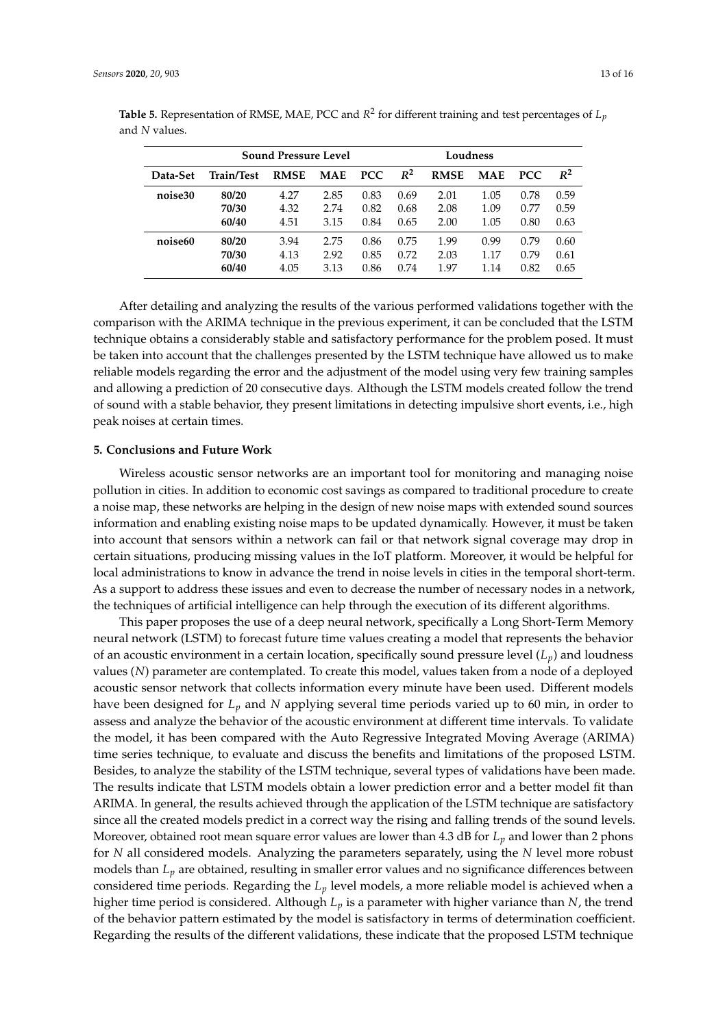**Table 5.** Representation of RMSE, MAE, PCC and $R^2$ for different training and test percentages of $L_p$ and $N$ values.

| | | Sound Pressure Level | | | | Loudness | | | |
|---|---|---|---|---|---|---|---|---|---|
| **Data-Set** | **Train/Test** | **RMSE** | **MAE** | **PCC** | $R^2$ | **RMSE** | **MAE** | **PCC** | $R^2$ |
| **noise30** | **80/20** | 4.27 | 2.85 | 0.83 | 0.69 | 2.01 | 1.05 | 0.78 | 0.59 |
| | **70/30** | 4.32 | 2.74 | 0.82 | 0.68 | 2.08 | 1.09 | 0.77 | 0.59 |
| | **60/40** | 4.51 | 3.15 | 0.84 | 0.65 | 2.00 | 1.05 | 0.80 | 0.63 |
| **noise60** | **80/20** | 3.94 | 2.75 | 0.86 | 0.75 | 1.99 | 0.99 | 0.79 | 0.60 |
| | **70/30** | 4.13 | 2.92 | 0.85 | 0.72 | 2.03 | 1.17 | 0.79 | 0.61 |
| | **60/40** | 4.05 | 3.13 | 0.86 | 0.74 | 1.97 | 1.14 | 0.82 | 0.65 |

After detailing and analyzing the results of the various performed validations together with the comparison with the ARIMA technique in the previous experiment, it can be concluded that the LSTM technique obtains a considerably stable and satisfactory performance for the problem posed. It must be taken into account that the challenges presented by the LSTM technique have allowed us to make reliable models regarding the error and the adjustment of the model using very few training samples and allowing a prediction of 20 consecutive days. Although the LSTM models created follow the trend of sound with a stable behavior, they present limitations in detecting impulsive short events, i.e., high peak noises at certain times.

## 5. Conclusions and Future Work

Wireless acoustic sensor networks are an important tool for monitoring and managing noise pollution in cities. In addition to economic cost savings as compared to traditional procedure to create a noise map, these networks are helping in the design of new noise maps with extended sound sources information and enabling existing noise maps to be updated dynamically. However, it must be taken into account that sensors within a network can fail or that network signal coverage may drop in certain situations, producing missing values in the IoT platform. Moreover, it would be helpful for local administrations to know in advance the trend in noise levels in cities in the temporal short-term. As a support to address these issues and even to decrease the number of necessary nodes in a network, the techniques of artificial intelligence can help through the execution of its different algorithms.

This paper proposes the use of a deep neural network, specifically a Long Short-Term Memory neural network (LSTM) to forecast future time values creating a model that represents the behavior of an acoustic environment in a certain location, specifically sound pressure level ($L_p$) and loudness values ($N$) parameter are contemplated. To create this model, values taken from a node of a deployed acoustic sensor network that collects information every minute have been used. Different models have been designed for $L_p$ and $N$ applying several time periods varied up to 60 min, in order to assess and analyze the behavior of the acoustic environment at different time intervals. To validate the model, it has been compared with the Auto Regressive Integrated Moving Average (ARIMA) time series technique, to evaluate and discuss the benefits and limitations of the proposed LSTM. Besides, to analyze the stability of the LSTM technique, several types of validations have been made. The results indicate that LSTM models obtain a lower prediction error and a better model fit than ARIMA. In general, the results achieved through the application of the LSTM technique are satisfactory since all the created models predict in a correct way the rising and falling trends of the sound levels. Moreover, obtained root mean square error values are lower than 4.3 dB for $L_p$ and lower than 2 phons for $N$ all considered models. Analyzing the parameters separately, using the $N$ level more robust models than $L_p$ are obtained, resulting in smaller error values and no significance differences between considered time periods. Regarding the $L_p$ level models, a more reliable model is achieved when a higher time period is considered. Although $L_p$ is a parameter with higher variance than $N$, the trend of the behavior pattern estimated by the model is satisfactory in terms of determination coefficient. Regarding the results of the different validations, these indicate that the proposed LSTM technique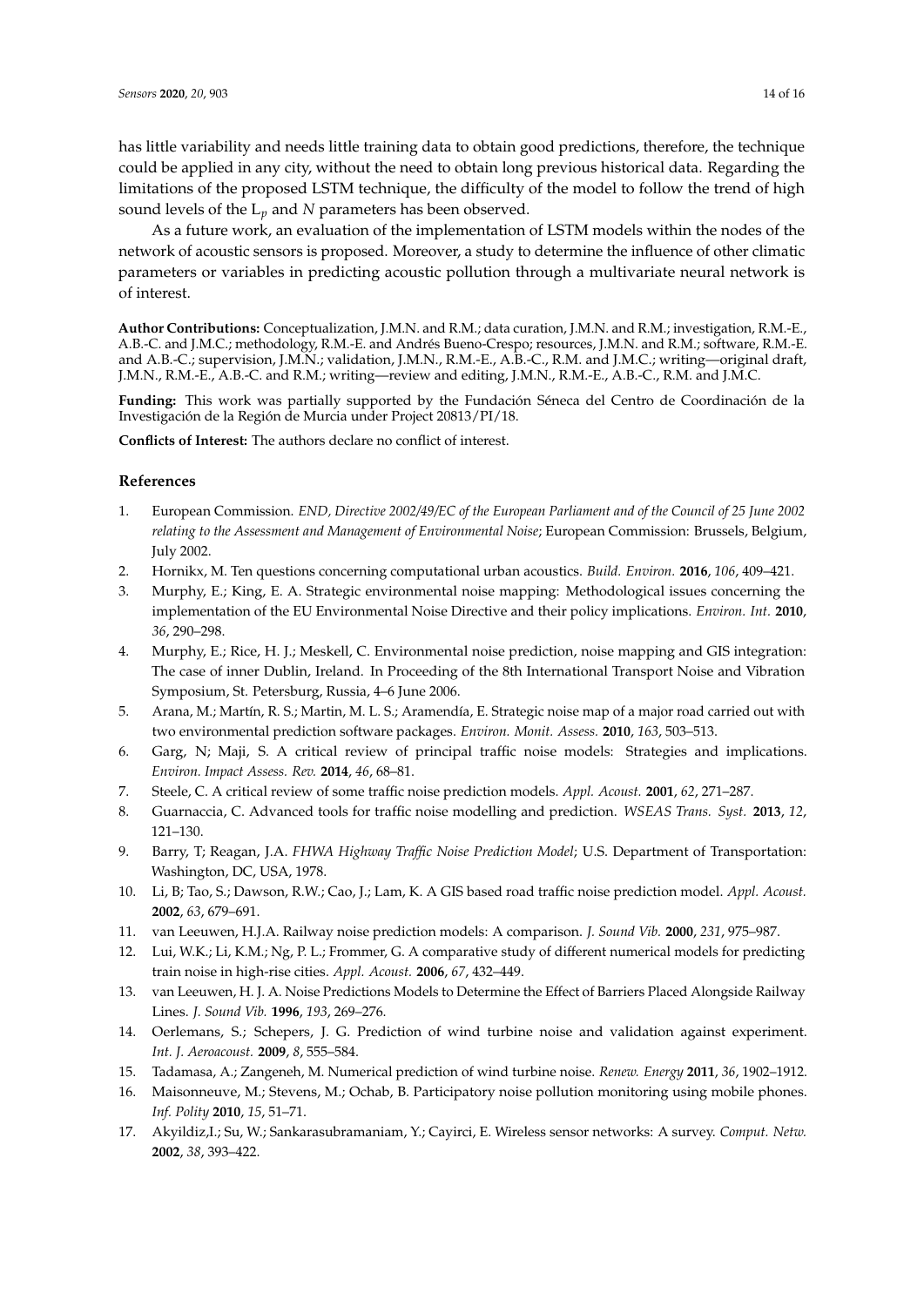has little variability and needs little training data to obtain good predictions, therefore, the technique could be applied in any city, without the need to obtain long previous historical data. Regarding the limitations of the proposed LSTM technique, the difficulty of the model to follow the trend of high sound levels of the $L_p$ and $N$ parameters has been observed.

As a future work, an evaluation of the implementation of LSTM models within the nodes of the network of acoustic sensors is proposed. Moreover, a study to determine the influence of other climatic parameters or variables in predicting acoustic pollution through a multivariate neural network is of interest.

**Author Contributions:** Conceptualization, J.M.N. and R.M.; data curation, J.M.N. and R.M.; investigation, R.M.-E., A.B.-C. and J.M.C.; methodology, R.M.-E. and Andrés Bueno-Crespo; resources, J.M.N. and R.M.; software, R.M.-E. and A.B.-C.; supervision, J.M.N.; validation, J.M.N., R.M.-E., A.B.-C., R.M. and J.M.C.; writing—original draft, J.M.N., R.M.-E., A.B.-C. and R.M.; writing—review and editing, J.M.N., R.M.-E., A.B.-C., R.M. and J.M.C.

**Funding:** This work was partially supported by the Fundación Séneca del Centro de Coordinación de la Investigación de la Región de Murcia under Project 20813/PI/18.

**Conflicts of Interest:** The authors declare no conflict of interest.

## References

1. European Commission. *END, Directive 2002/49/EC of the European Parliament and of the Council of 25 June 2002 relating to the Assessment and Management of Environmental Noise*; European Commission: Brussels, Belgium, July 2002.
2. Hornikx, M. Ten questions concerning computational urban acoustics. *Build. Environ.* **2016**, *106*, 409–421.
3. Murphy, E.; King, E. A. Strategic environmental noise mapping: Methodological issues concerning the implementation of the EU Environmental Noise Directive and their policy implications. *Environ. Int.* **2010**, *36*, 290–298.
4. Murphy, E.; Rice, H. J.; Meskell, C. Environmental noise prediction, noise mapping and GIS integration: The case of inner Dublin, Ireland. In Proceeding of the 8th International Transport Noise and Vibration Symposium, St. Petersburg, Russia, 4–6 June 2006.
5. Arana, M.; Martín, R. S.; Martin, M. L. S.; Aramendía, E. Strategic noise map of a major road carried out with two environmental prediction software packages. *Environ. Monit. Assess.* **2010**, *163*, 503–513.
6. Garg, N; Maji, S. A critical review of principal traffic noise models: Strategies and implications. *Environ. Impact Assess. Rev.* **2014**, *46*, 68–81.
7. Steele, C. A critical review of some traffic noise prediction models. *Appl. Acoust.* **2001**, *62*, 271–287.
8. Guarnaccia, C. Advanced tools for traffic noise modelling and prediction. *WSEAS Trans. Syst.* **2013**, *12*, 121–130.
9. Barry, T; Reagan, J.A. *FHWA Highway Traffic Noise Prediction Model*; U.S. Department of Transportation: Washington, DC, USA, 1978.
10. Li, B; Tao, S.; Dawson, R.W.; Cao, J.; Lam, K. A GIS based road traffic noise prediction model. *Appl. Acoust.* **2002**, *63*, 679–691.
11. van Leeuwen, H.J.A. Railway noise prediction models: A comparison. *J. Sound Vib.* **2000**, *231*, 975–987.
12. Lui, W.K.; Li, K.M.; Ng, P. L.; Frommer, G. A comparative study of different numerical models for predicting train noise in high-rise cities. *Appl. Acoust.* **2006**, *67*, 432–449.
13. van Leeuwen, H. J. A. Noise Predictions Models to Determine the Effect of Barriers Placed Alongside Railway Lines. *J. Sound Vib.* **1996**, *193*, 269–276.
14. Oerlemans, S.; Schepers, J. G. Prediction of wind turbine noise and validation against experiment. *Int. J. Aeroacoust.* **2009**, *8*, 555–584.
15. Tadamasa, A.; Zangeneh, M. Numerical prediction of wind turbine noise. *Renew. Energy* **2011**, *36*, 1902–1912.
16. Maisonneuve, M.; Stevens, M.; Ochab, B. Participatory noise pollution monitoring using mobile phones. *Inf. Polity* **2010**, *15*, 51–71.
17. Akyildiz,I.; Su, W.; Sankarasubramaniam, Y.; Cayirci, E. Wireless sensor networks: A survey. *Comput. Netw.* **2002**, *38*, 393–422.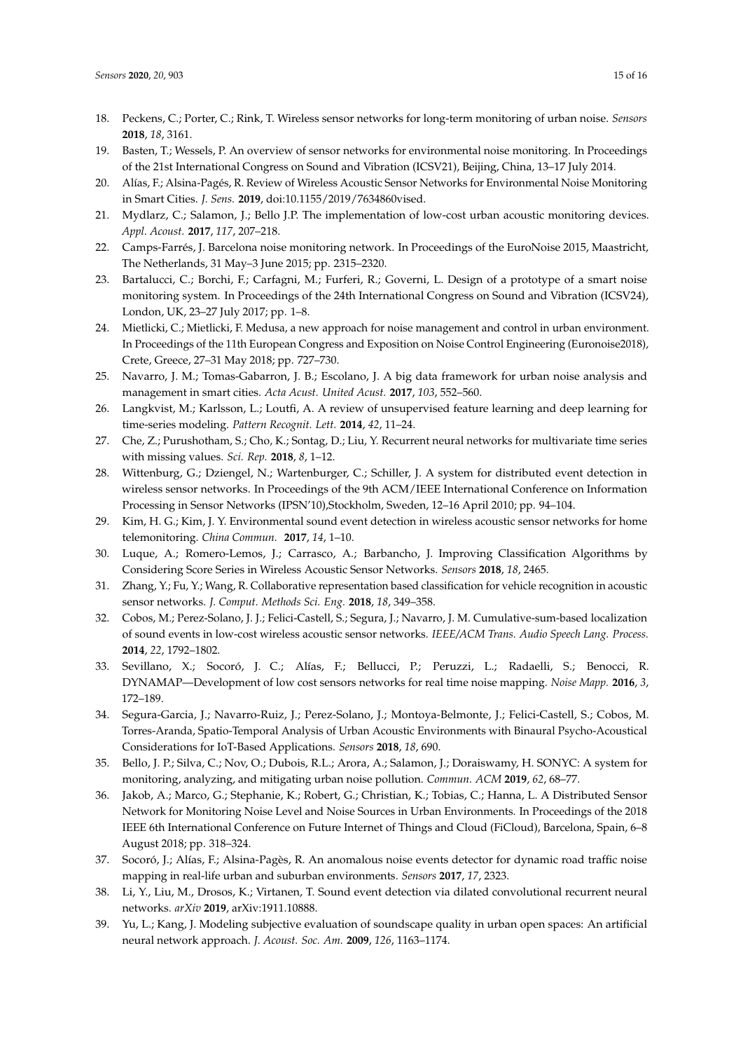18. Peckens, C.; Porter, C.; Rink, T. Wireless sensor networks for long-term monitoring of urban noise. *Sensors* **2018**, *18*, 3161.
19. Basten, T.; Wessels, P. An overview of sensor networks for environmental noise monitoring. In Proceedings of the 21st International Congress on Sound and Vibration (ICSV21), Beijing, China, 13–17 July 2014.
20. Alías, F.; Alsina-Pagés, R. Review of Wireless Acoustic Sensor Networks for Environmental Noise Monitoring in Smart Cities. *J. Sens.* **2019**, doi:10.1155/2019/7634860vised.
21. Mydlarz, C.; Salamon, J.; Bello J.P. The implementation of low-cost urban acoustic monitoring devices. *Appl. Acoust.* **2017**, *117*, 207–218.
22. Camps-Farrés, J. Barcelona noise monitoring network. In Proceedings of the EuroNoise 2015, Maastricht, The Netherlands, 31 May–3 June 2015; pp. 2315–2320.
23. Bartalucci, C.; Borchi, F.; Carfagni, M.; Furferi, R.; Governi, L. Design of a prototype of a smart noise monitoring system. In Proceedings of the 24th International Congress on Sound and Vibration (ICSV24), London, UK, 23–27 July 2017; pp. 1–8.
24. Mietlicki, C.; Mietlicki, F. Medusa, a new approach for noise management and control in urban environment. In Proceedings of the 11th European Congress and Exposition on Noise Control Engineering (Euronoise2018), Crete, Greece, 27–31 May 2018; pp. 727–730.
25. Navarro, J. M.; Tomas-Gabarron, J. B.; Escolano, J. A big data framework for urban noise analysis and management in smart cities. *Acta Acust. United Acust.* **2017**, *103*, 552–560.
26. Langkvist, M.; Karlsson, L.; Loutfi, A. A review of unsupervised feature learning and deep learning for time-series modeling. *Pattern Recognit. Lett.* **2014**, *42*, 11–24.
27. Che, Z.; Purushotham, S.; Cho, K.; Sontag, D.; Liu, Y. Recurrent neural networks for multivariate time series with missing values. *Sci. Rep.* **2018**, *8*, 1–12.
28. Wittenburg, G.; Dziengel, N.; Wartenburger, C.; Schiller, J. A system for distributed event detection in wireless sensor networks. In Proceedings of the 9th ACM/IEEE International Conference on Information Processing in Sensor Networks (IPSN'10),Stockholm, Sweden, 12–16 April 2010; pp. 94–104.
29. Kim, H. G.; Kim, J. Y. Environmental sound event detection in wireless acoustic sensor networks for home telemonitoring. *China Commun.* **2017**, *14*, 1–10.
30. Luque, A.; Romero-Lemos, J.; Carrasco, A.; Barbancho, J. Improving Classification Algorithms by Considering Score Series in Wireless Acoustic Sensor Networks. *Sensors* **2018**, *18*, 2465.
31. Zhang, Y.; Fu, Y.; Wang, R. Collaborative representation based classification for vehicle recognition in acoustic sensor networks. *J. Comput. Methods Sci. Eng.* **2018**, *18*, 349–358.
32. Cobos, M.; Perez-Solano, J. J.; Felici-Castell, S.; Segura, J.; Navarro, J. M. Cumulative-sum-based localization of sound events in low-cost wireless acoustic sensor networks. *IEEE/ACM Trans. Audio Speech Lang. Process.* **2014**, *22*, 1792–1802.
33. Sevillano, X.; Socoró, J. C.; Alías, F.; Bellucci, P.; Peruzzi, L.; Radaelli, S.; Benocci, R. DYNAMAP—Development of low cost sensors networks for real time noise mapping. *Noise Mapp.* **2016**, *3*, 172–189.
34. Segura-Garcia, J.; Navarro-Ruiz, J.; Perez-Solano, J.; Montoya-Belmonte, J.; Felici-Castell, S.; Cobos, M. Torres-Aranda, Spatio-Temporal Analysis of Urban Acoustic Environments with Binaural Psycho-Acoustical Considerations for IoT-Based Applications. *Sensors* **2018**, *18*, 690.
35. Bello, J. P.; Silva, C.; Nov, O.; Dubois, R.L.; Arora, A.; Salamon, J.; Doraiswamy, H. SONYC: A system for monitoring, analyzing, and mitigating urban noise pollution. *Commun. ACM* **2019**, *62*, 68–77.
36. Jakob, A.; Marco, G.; Stephanie, K.; Robert, G.; Christian, K.; Tobias, C.; Hanna, L. A Distributed Sensor Network for Monitoring Noise Level and Noise Sources in Urban Environments. In Proceedings of the 2018 IEEE 6th International Conference on Future Internet of Things and Cloud (FiCloud), Barcelona, Spain, 6–8 August 2018; pp. 318–324.
37. Socoró, J.; Alías, F.; Alsina-Pagès, R. An anomalous noise events detector for dynamic road traffic noise mapping in real-life urban and suburban environments. *Sensors* **2017**, *17*, 2323.
38. Li, Y., Liu, M., Drosos, K.; Virtanen, T. Sound event detection via dilated convolutional recurrent neural networks. *arXiv* **2019**, arXiv:1911.10888.
39. Yu, L.; Kang, J. Modeling subjective evaluation of soundscape quality in urban open spaces: An artificial neural network approach. *J. Acoust. Soc. Am.* **2009**, *126*, 1163–1174.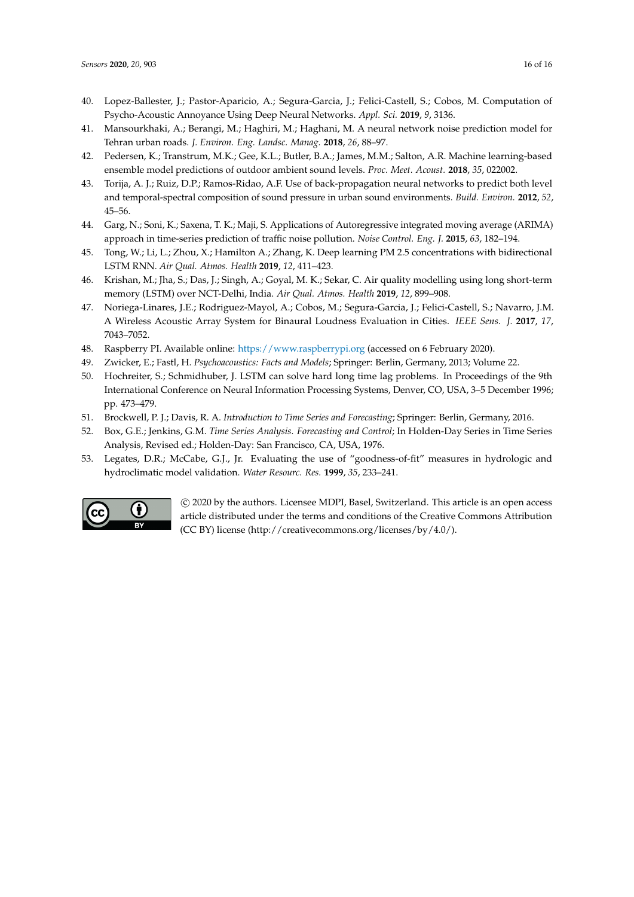40. Lopez-Ballester, J.; Pastor-Aparicio, A.; Segura-Garcia, J.; Felici-Castell, S.; Cobos, M. Computation of Psycho-Acoustic Annoyance Using Deep Neural Networks. *Appl. Sci.* **2019**, *9*, 3136.
41. Mansourkhaki, A.; Berangi, M.; Haghiri, M.; Haghani, M. A neural network noise prediction model for Tehran urban roads. *J. Environ. Eng. Landsc. Manag.* **2018**, *26*, 88–97.
42. Pedersen, K.; Transtrum, M.K.; Gee, K.L.; Butler, B.A.; James, M.M.; Salton, A.R. Machine learning-based ensemble model predictions of outdoor ambient sound levels. *Proc. Meet. Acoust.* **2018**, *35*, 022002.
43. Torija, A. J.; Ruiz, D.P.; Ramos-Ridao, A.F. Use of back-propagation neural networks to predict both level and temporal-spectral composition of sound pressure in urban sound environments. *Build. Environ.* **2012**, *52*, 45–56.
44. Garg, N.; Soni, K.; Saxena, T. K.; Maji, S. Applications of Autoregressive integrated moving average (ARIMA) approach in time-series prediction of traffic noise pollution. *Noise Control. Eng. J.* **2015**, *63*, 182–194.
45. Tong, W.; Li, L.; Zhou, X.; Hamilton A.; Zhang, K. Deep learning PM 2.5 concentrations with bidirectional LSTM RNN. *Air Qual. Atmos. Health* **2019**, *12*, 411–423.
46. Krishan, M.; Jha, S.; Das, J.; Singh, A.; Goyal, M. K.; Sekar, C. Air quality modelling using long short-term memory (LSTM) over NCT-Delhi, India. *Air Qual. Atmos. Health* **2019**, *12*, 899–908.
47. Noriega-Linares, J.E.; Rodriguez-Mayol, A.; Cobos, M.; Segura-Garcia, J.; Felici-Castell, S.; Navarro, J.M. A Wireless Acoustic Array System for Binaural Loudness Evaluation in Cities. *IEEE Sens. J.* **2017**, *17*, 7043–7052.
48. Raspberry PI. Available online: https://www.raspberrypi.org (accessed on 6 February 2020).
49. Zwicker, E.; Fastl, H. *Psychoacoustics: Facts and Models*; Springer: Berlin, Germany, 2013; Volume 22.
50. Hochreiter, S.; Schmidhuber, J. LSTM can solve hard long time lag problems. In Proceedings of the 9th International Conference on Neural Information Processing Systems, Denver, CO, USA, 3–5 December 1996; pp. 473–479.
51. Brockwell, P. J.; Davis, R. A. *Introduction to Time Series and Forecasting*; Springer: Berlin, Germany, 2016.
52. Box, G.E.; Jenkins, G.M. *Time Series Analysis. Forecasting and Control*; In Holden-Day Series in Time Series Analysis, Revised ed.; Holden-Day: San Francisco, CA, USA, 1976.
53. Legates, D.R.; McCabe, G.J., Jr. Evaluating the use of "goodness-of-fit" measures in hydrologic and hydroclimatic model validation. *Water Resourc. Res.* **1999**, *35*, 233–241.

© 2020 by the authors. Licensee MDPI, Basel, Switzerland. This article is an open access article distributed under the terms and conditions of the Creative Commons Attribution (CC BY) license (http://creativecommons.org/licenses/by/4.0/).